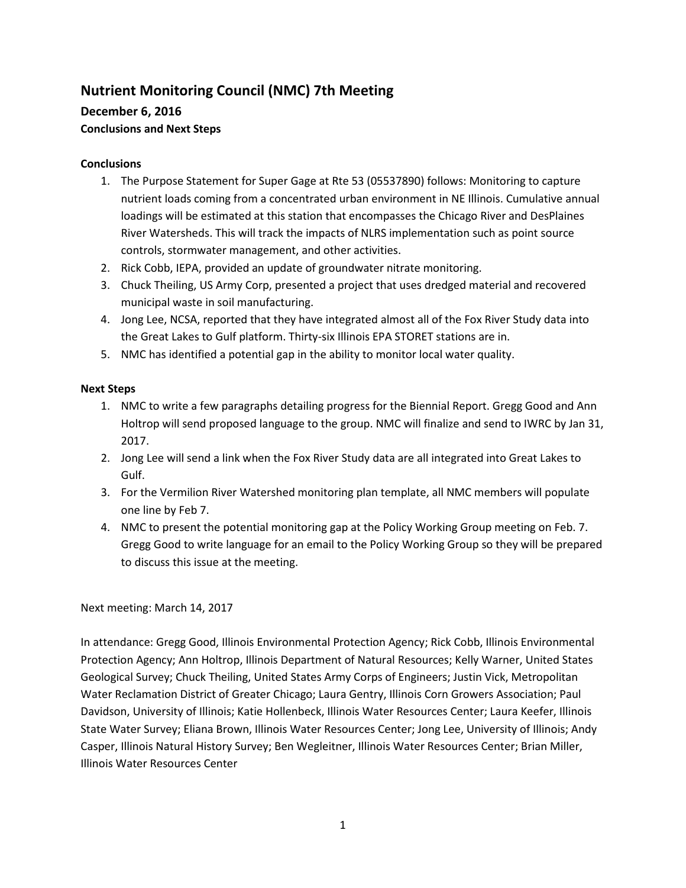# Nutrient Monitoring Council (NMC) 7th Meeting

## December 6, 2016

### Conclusions and Next Steps

**Conclusions**

1. The Purpose Statement for Super Gage at Rte 53 (05537890) follows: Monitoring to capture nutrient loads coming from a concentrated urban environment in NE Illinois. Cumulative annual loadings will be estimated at this station that encompasses the Chicago River and DesPlaines River Watersheds. This will track the impacts of NLRS implementation such as point source controls, stormwater management, and other activities.
2. Rick Cobb, IEPA, provided an update of groundwater nitrate monitoring.
3. Chuck Theiling, US Army Corp, presented a project that uses dredged material and recovered municipal waste in soil manufacturing.
4. Jong Lee, NCSA, reported that they have integrated almost all of the Fox River Study data into the Great Lakes to Gulf platform. Thirty-six Illinois EPA STORET stations are in.
5. NMC has identified a potential gap in the ability to monitor local water quality.

**Next Steps**

1. NMC to write a few paragraphs detailing progress for the Biennial Report. Gregg Good and Ann Holtrop will send proposed language to the group. NMC will finalize and send to IWRC by Jan 31, 2017.
2. Jong Lee will send a link when the Fox River Study data are all integrated into Great Lakes to Gulf.
3. For the Vermilion River Watershed monitoring plan template, all NMC members will populate one line by Feb 7.
4. NMC to present the potential monitoring gap at the Policy Working Group meeting on Feb. 7. Gregg Good to write language for an email to the Policy Working Group so they will be prepared to discuss this issue at the meeting.

Next meeting: March 14, 2017

In attendance: Gregg Good, Illinois Environmental Protection Agency; Rick Cobb, Illinois Environmental Protection Agency; Ann Holtrop, Illinois Department of Natural Resources; Kelly Warner, United States Geological Survey; Chuck Theiling, United States Army Corps of Engineers; Justin Vick, Metropolitan Water Reclamation District of Greater Chicago; Laura Gentry, Illinois Corn Growers Association; Paul Davidson, University of Illinois; Katie Hollenbeck, Illinois Water Resources Center; Laura Keefer, Illinois State Water Survey; Eliana Brown, Illinois Water Resources Center; Jong Lee, University of Illinois; Andy Casper, Illinois Natural History Survey; Ben Wegleitner, Illinois Water Resources Center; Brian Miller, Illinois Water Resources Center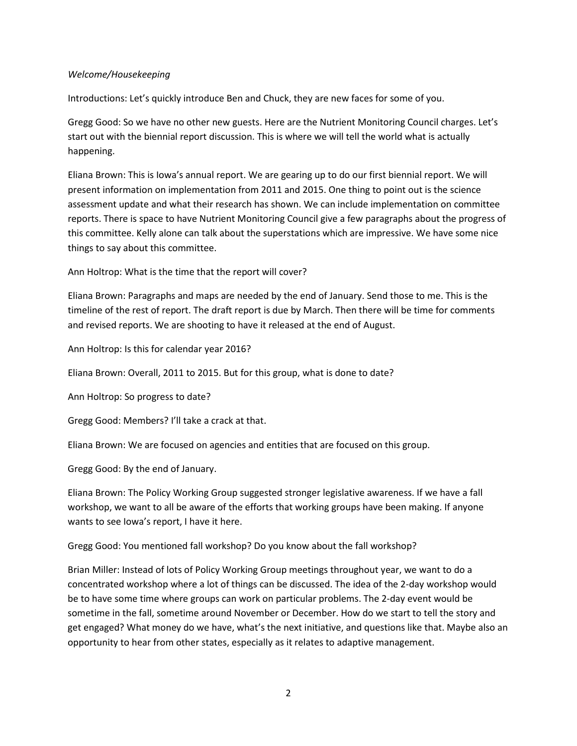*Welcome/Housekeeping*

Introductions: Let's quickly introduce Ben and Chuck, they are new faces for some of you.

Gregg Good: So we have no other new guests. Here are the Nutrient Monitoring Council charges. Let's start out with the biennial report discussion. This is where we will tell the world what is actually happening.

Eliana Brown: This is Iowa's annual report. We are gearing up to do our first biennial report. We will present information on implementation from 2011 and 2015. One thing to point out is the science assessment update and what their research has shown. We can include implementation on committee reports. There is space to have Nutrient Monitoring Council give a few paragraphs about the progress of this committee. Kelly alone can talk about the superstations which are impressive. We have some nice things to say about this committee.

Ann Holtrop: What is the time that the report will cover?

Eliana Brown: Paragraphs and maps are needed by the end of January. Send those to me. This is the timeline of the rest of report. The draft report is due by March. Then there will be time for comments and revised reports. We are shooting to have it released at the end of August.

Ann Holtrop: Is this for calendar year 2016?

Eliana Brown: Overall, 2011 to 2015. But for this group, what is done to date?

Ann Holtrop: So progress to date?

Gregg Good: Members? I'll take a crack at that.

Eliana Brown: We are focused on agencies and entities that are focused on this group.

Gregg Good: By the end of January.

Eliana Brown: The Policy Working Group suggested stronger legislative awareness. If we have a fall workshop, we want to all be aware of the efforts that working groups have been making. If anyone wants to see Iowa's report, I have it here.

Gregg Good: You mentioned fall workshop? Do you know about the fall workshop?

Brian Miller: Instead of lots of Policy Working Group meetings throughout year, we want to do a concentrated workshop where a lot of things can be discussed. The idea of the 2-day workshop would be to have some time where groups can work on particular problems. The 2-day event would be sometime in the fall, sometime around November or December. How do we start to tell the story and get engaged? What money do we have, what's the next initiative, and questions like that. Maybe also an opportunity to hear from other states, especially as it relates to adaptive management.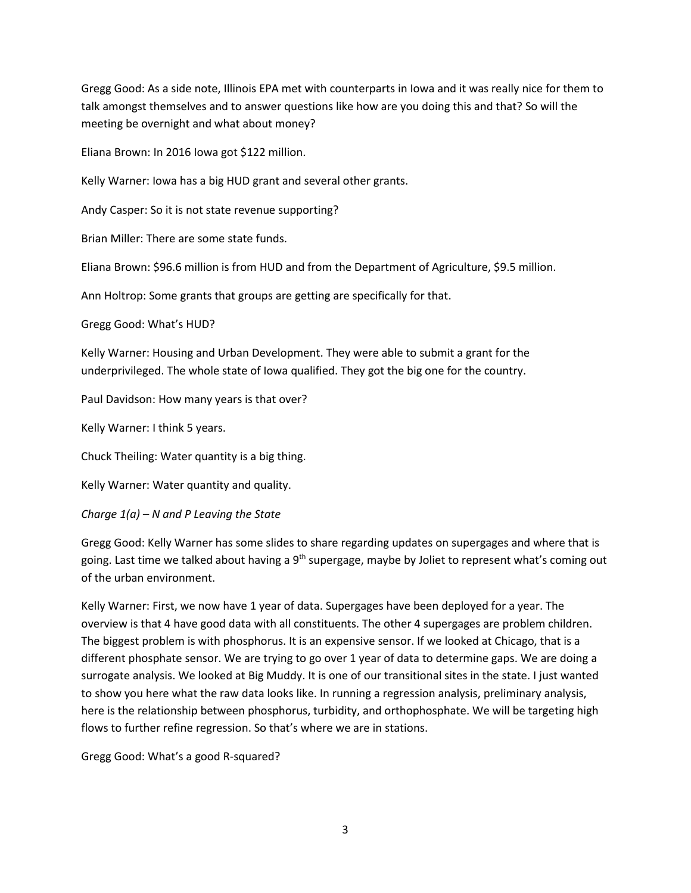Gregg Good: As a side note, Illinois EPA met with counterparts in Iowa and it was really nice for them to talk amongst themselves and to answer questions like how are you doing this and that? So will the meeting be overnight and what about money?

Eliana Brown: In 2016 Iowa got $122 million.

Kelly Warner: Iowa has a big HUD grant and several other grants.

Andy Casper: So it is not state revenue supporting?

Brian Miller: There are some state funds.

Eliana Brown: $96.6 million is from HUD and from the Department of Agriculture, $9.5 million.

Ann Holtrop: Some grants that groups are getting are specifically for that.

Gregg Good: What's HUD?

Kelly Warner: Housing and Urban Development. They were able to submit a grant for the underprivileged. The whole state of Iowa qualified. They got the big one for the country.

Paul Davidson: How many years is that over?

Kelly Warner: I think 5 years.

Chuck Theiling: Water quantity is a big thing.

Kelly Warner: Water quantity and quality.

*Charge 1(a) – N and P Leaving the State*

Gregg Good: Kelly Warner has some slides to share regarding updates on supergages and where that is going. Last time we talked about having a 9th supergage, maybe by Joliet to represent what's coming out of the urban environment.

Kelly Warner: First, we now have 1 year of data. Supergages have been deployed for a year. The overview is that 4 have good data with all constituents. The other 4 supergages are problem children. The biggest problem is with phosphorus. It is an expensive sensor. If we looked at Chicago, that is a different phosphate sensor. We are trying to go over 1 year of data to determine gaps. We are doing a surrogate analysis. We looked at Big Muddy. It is one of our transitional sites in the state. I just wanted to show you here what the raw data looks like. In running a regression analysis, preliminary analysis, here is the relationship between phosphorus, turbidity, and orthophosphate. We will be targeting high flows to further refine regression. So that's where we are in stations.

Gregg Good: What's a good R-squared?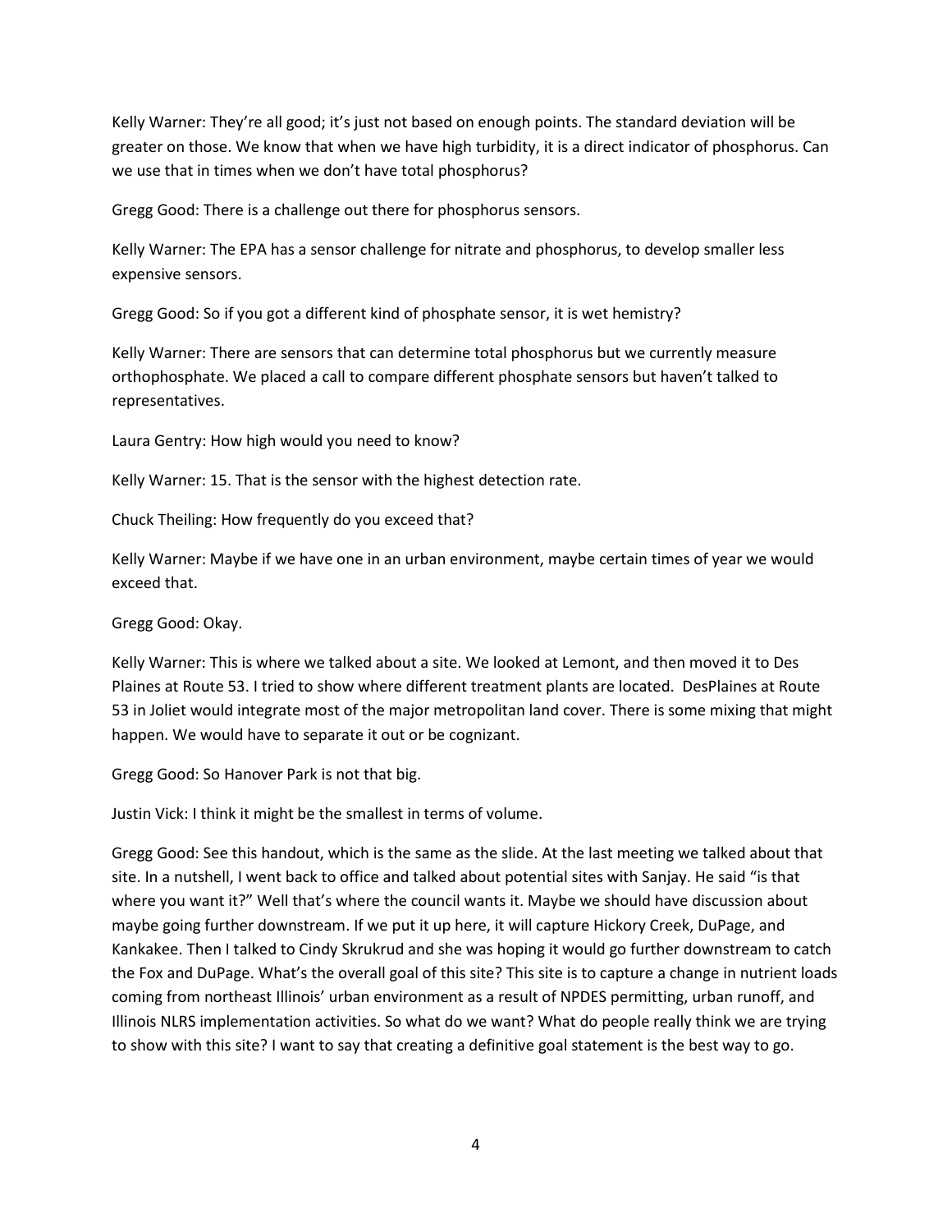Kelly Warner: They're all good; it's just not based on enough points. The standard deviation will be greater on those. We know that when we have high turbidity, it is a direct indicator of phosphorus. Can we use that in times when we don't have total phosphorus?

Gregg Good: There is a challenge out there for phosphorus sensors.

Kelly Warner: The EPA has a sensor challenge for nitrate and phosphorus, to develop smaller less expensive sensors.

Gregg Good: So if you got a different kind of phosphate sensor, it is wet hemistry?

Kelly Warner: There are sensors that can determine total phosphorus but we currently measure orthophosphate. We placed a call to compare different phosphate sensors but haven't talked to representatives.

Laura Gentry: How high would you need to know?

Kelly Warner: 15. That is the sensor with the highest detection rate.

Chuck Theiling: How frequently do you exceed that?

Kelly Warner: Maybe if we have one in an urban environment, maybe certain times of year we would exceed that.

Gregg Good: Okay.

Kelly Warner: This is where we talked about a site. We looked at Lemont, and then moved it to Des Plaines at Route 53. I tried to show where different treatment plants are located. DesPlaines at Route 53 in Joliet would integrate most of the major metropolitan land cover. There is some mixing that might happen. We would have to separate it out or be cognizant.

Gregg Good: So Hanover Park is not that big.

Justin Vick: I think it might be the smallest in terms of volume.

Gregg Good: See this handout, which is the same as the slide. At the last meeting we talked about that site. In a nutshell, I went back to office and talked about potential sites with Sanjay. He said "is that where you want it?" Well that's where the council wants it. Maybe we should have discussion about maybe going further downstream. If we put it up here, it will capture Hickory Creek, DuPage, and Kankakee. Then I talked to Cindy Skrukrud and she was hoping it would go further downstream to catch the Fox and DuPage. What's the overall goal of this site? This site is to capture a change in nutrient loads coming from northeast Illinois' urban environment as a result of NPDES permitting, urban runoff, and Illinois NLRS implementation activities. So what do we want? What do people really think we are trying to show with this site? I want to say that creating a definitive goal statement is the best way to go.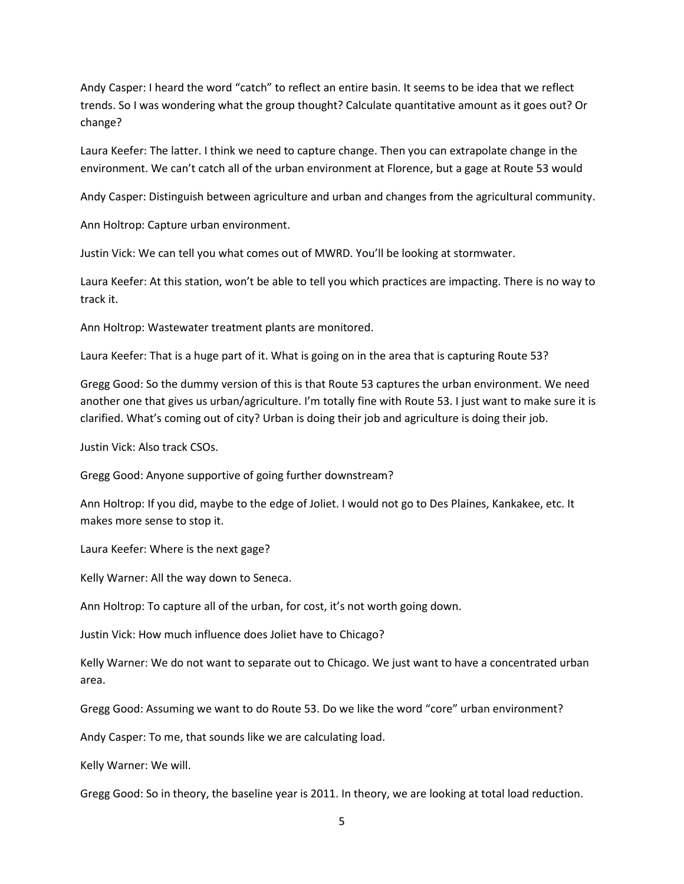Andy Casper: I heard the word "catch" to reflect an entire basin. It seems to be idea that we reflect trends. So I was wondering what the group thought? Calculate quantitative amount as it goes out? Or change?

Laura Keefer: The latter. I think we need to capture change. Then you can extrapolate change in the environment. We can't catch all of the urban environment at Florence, but a gage at Route 53 would

Andy Casper: Distinguish between agriculture and urban and changes from the agricultural community.

Ann Holtrop: Capture urban environment.

Justin Vick: We can tell you what comes out of MWRD. You'll be looking at stormwater.

Laura Keefer: At this station, won't be able to tell you which practices are impacting. There is no way to track it.

Ann Holtrop: Wastewater treatment plants are monitored.

Laura Keefer: That is a huge part of it. What is going on in the area that is capturing Route 53?

Gregg Good: So the dummy version of this is that Route 53 captures the urban environment. We need another one that gives us urban/agriculture. I'm totally fine with Route 53. I just want to make sure it is clarified. What's coming out of city? Urban is doing their job and agriculture is doing their job.

Justin Vick: Also track CSOs.

Gregg Good: Anyone supportive of going further downstream?

Ann Holtrop: If you did, maybe to the edge of Joliet. I would not go to Des Plaines, Kankakee, etc. It makes more sense to stop it.

Laura Keefer: Where is the next gage?

Kelly Warner: All the way down to Seneca.

Ann Holtrop: To capture all of the urban, for cost, it's not worth going down.

Justin Vick: How much influence does Joliet have to Chicago?

Kelly Warner: We do not want to separate out to Chicago. We just want to have a concentrated urban area.

Gregg Good: Assuming we want to do Route 53. Do we like the word "core" urban environment?

Andy Casper: To me, that sounds like we are calculating load.

Kelly Warner: We will.

Gregg Good: So in theory, the baseline year is 2011. In theory, we are looking at total load reduction.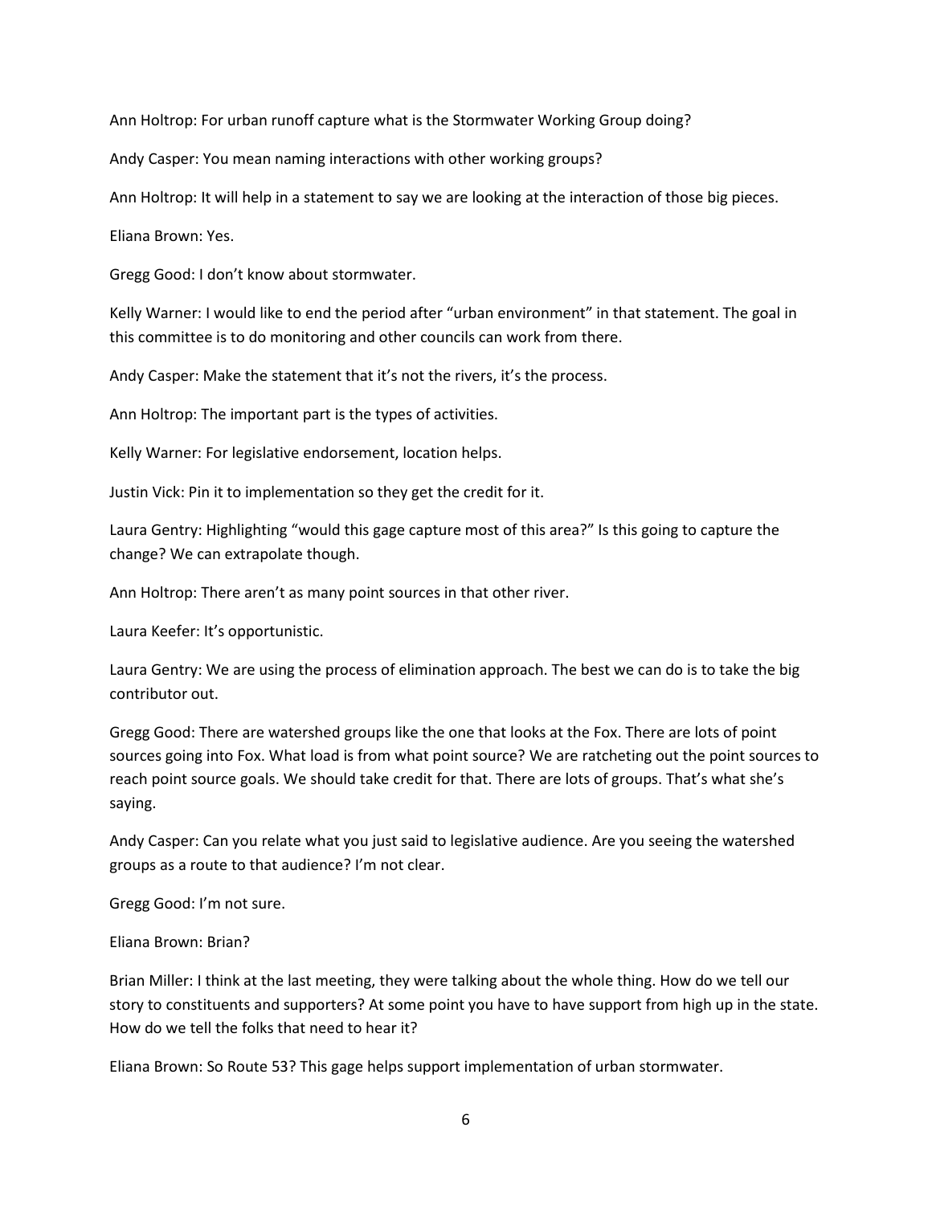Ann Holtrop: For urban runoff capture what is the Stormwater Working Group doing?

Andy Casper: You mean naming interactions with other working groups?

Ann Holtrop: It will help in a statement to say we are looking at the interaction of those big pieces.

Eliana Brown: Yes.

Gregg Good: I don't know about stormwater.

Kelly Warner: I would like to end the period after "urban environment" in that statement. The goal in this committee is to do monitoring and other councils can work from there.

Andy Casper: Make the statement that it's not the rivers, it's the process.

Ann Holtrop: The important part is the types of activities.

Kelly Warner: For legislative endorsement, location helps.

Justin Vick: Pin it to implementation so they get the credit for it.

Laura Gentry: Highlighting "would this gage capture most of this area?" Is this going to capture the change? We can extrapolate though.

Ann Holtrop: There aren't as many point sources in that other river.

Laura Keefer: It's opportunistic.

Laura Gentry: We are using the process of elimination approach. The best we can do is to take the big contributor out.

Gregg Good: There are watershed groups like the one that looks at the Fox. There are lots of point sources going into Fox. What load is from what point source? We are ratcheting out the point sources to reach point source goals. We should take credit for that. There are lots of groups. That's what she's saying.

Andy Casper: Can you relate what you just said to legislative audience. Are you seeing the watershed groups as a route to that audience? I'm not clear.

Gregg Good: I'm not sure.

Eliana Brown: Brian?

Brian Miller: I think at the last meeting, they were talking about the whole thing. How do we tell our story to constituents and supporters? At some point you have to have support from high up in the state. How do we tell the folks that need to hear it?

Eliana Brown: So Route 53? This gage helps support implementation of urban stormwater.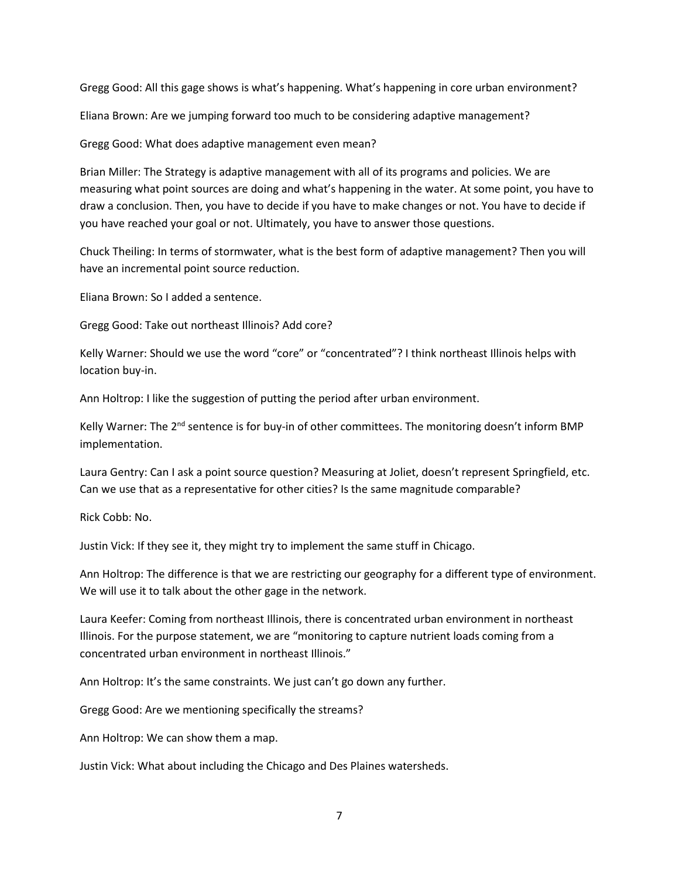Gregg Good: All this gage shows is what's happening. What's happening in core urban environment?

Eliana Brown: Are we jumping forward too much to be considering adaptive management?

Gregg Good: What does adaptive management even mean?

Brian Miller: The Strategy is adaptive management with all of its programs and policies. We are measuring what point sources are doing and what's happening in the water. At some point, you have to draw a conclusion. Then, you have to decide if you have to make changes or not. You have to decide if you have reached your goal or not. Ultimately, you have to answer those questions.

Chuck Theiling: In terms of stormwater, what is the best form of adaptive management? Then you will have an incremental point source reduction.

Eliana Brown: So I added a sentence.

Gregg Good: Take out northeast Illinois? Add core?

Kelly Warner: Should we use the word "core" or "concentrated"? I think northeast Illinois helps with location buy-in.

Ann Holtrop: I like the suggestion of putting the period after urban environment.

Kelly Warner: The 2nd sentence is for buy-in of other committees. The monitoring doesn't inform BMP implementation.

Laura Gentry: Can I ask a point source question? Measuring at Joliet, doesn't represent Springfield, etc. Can we use that as a representative for other cities? Is the same magnitude comparable?

Rick Cobb: No.

Justin Vick: If they see it, they might try to implement the same stuff in Chicago.

Ann Holtrop: The difference is that we are restricting our geography for a different type of environment. We will use it to talk about the other gage in the network.

Laura Keefer: Coming from northeast Illinois, there is concentrated urban environment in northeast Illinois. For the purpose statement, we are "monitoring to capture nutrient loads coming from a concentrated urban environment in northeast Illinois."

Ann Holtrop: It's the same constraints. We just can't go down any further.

Gregg Good: Are we mentioning specifically the streams?

Ann Holtrop: We can show them a map.

Justin Vick: What about including the Chicago and Des Plaines watersheds.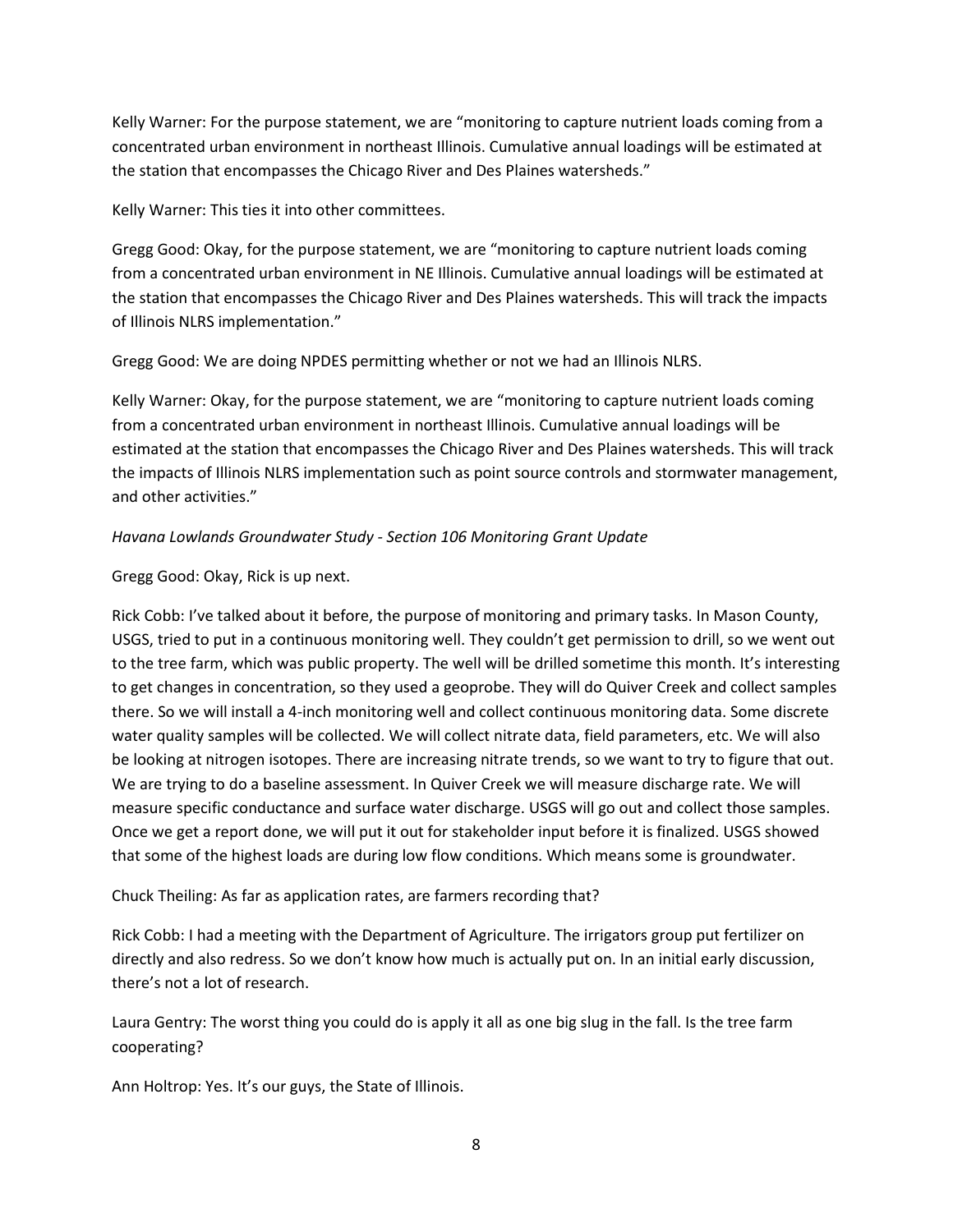Kelly Warner: For the purpose statement, we are “monitoring to capture nutrient loads coming from a concentrated urban environment in northeast Illinois. Cumulative annual loadings will be estimated at the station that encompasses the Chicago River and Des Plaines watersheds.”

Kelly Warner: This ties it into other committees.

Gregg Good: Okay, for the purpose statement, we are “monitoring to capture nutrient loads coming from a concentrated urban environment in NE Illinois. Cumulative annual loadings will be estimated at the station that encompasses the Chicago River and Des Plaines watersheds. This will track the impacts of Illinois NLRS implementation.”

Gregg Good: We are doing NPDES permitting whether or not we had an Illinois NLRS.

Kelly Warner: Okay, for the purpose statement, we are “monitoring to capture nutrient loads coming from a concentrated urban environment in northeast Illinois. Cumulative annual loadings will be estimated at the station that encompasses the Chicago River and Des Plaines watersheds. This will track the impacts of Illinois NLRS implementation such as point source controls and stormwater management, and other activities.”

*Havana Lowlands Groundwater Study - Section 106 Monitoring Grant Update*

Gregg Good: Okay, Rick is up next.

Rick Cobb: I’ve talked about it before, the purpose of monitoring and primary tasks. In Mason County, USGS, tried to put in a continuous monitoring well. They couldn’t get permission to drill, so we went out to the tree farm, which was public property. The well will be drilled sometime this month. It’s interesting to get changes in concentration, so they used a geoprobe. They will do Quiver Creek and collect samples there. So we will install a 4-inch monitoring well and collect continuous monitoring data. Some discrete water quality samples will be collected. We will collect nitrate data, field parameters, etc. We will also be looking at nitrogen isotopes. There are increasing nitrate trends, so we want to try to figure that out. We are trying to do a baseline assessment. In Quiver Creek we will measure discharge rate. We will measure specific conductance and surface water discharge. USGS will go out and collect those samples. Once we get a report done, we will put it out for stakeholder input before it is finalized. USGS showed that some of the highest loads are during low flow conditions. Which means some is groundwater.

Chuck Theiling: As far as application rates, are farmers recording that?

Rick Cobb: I had a meeting with the Department of Agriculture. The irrigators group put fertilizer on directly and also redress. So we don’t know how much is actually put on. In an initial early discussion, there’s not a lot of research.

Laura Gentry: The worst thing you could do is apply it all as one big slug in the fall. Is the tree farm cooperating?

Ann Holtrop: Yes. It’s our guys, the State of Illinois.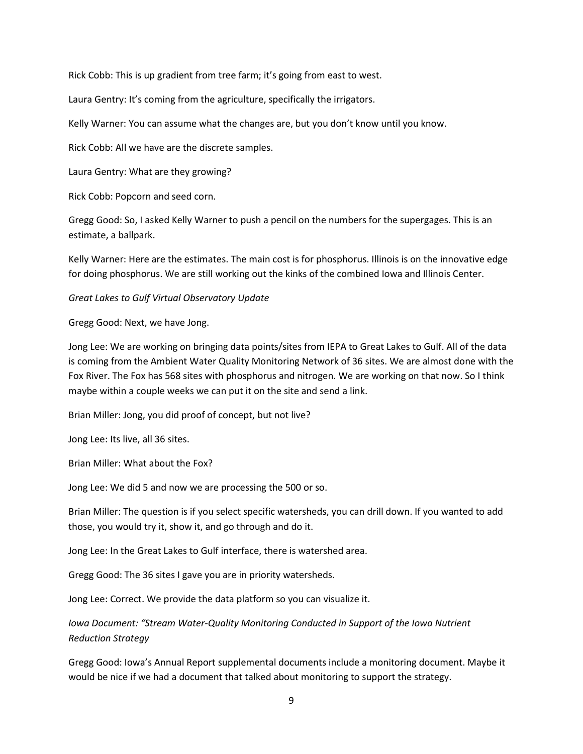Rick Cobb: This is up gradient from tree farm; it's going from east to west.

Laura Gentry: It's coming from the agriculture, specifically the irrigators.

Kelly Warner: You can assume what the changes are, but you don't know until you know.

Rick Cobb: All we have are the discrete samples.

Laura Gentry: What are they growing?

Rick Cobb: Popcorn and seed corn.

Gregg Good: So, I asked Kelly Warner to push a pencil on the numbers for the supergages. This is an estimate, a ballpark.

Kelly Warner: Here are the estimates. The main cost is for phosphorus. Illinois is on the innovative edge for doing phosphorus. We are still working out the kinks of the combined Iowa and Illinois Center.

*Great Lakes to Gulf Virtual Observatory Update*

Gregg Good: Next, we have Jong.

Jong Lee: We are working on bringing data points/sites from IEPA to Great Lakes to Gulf. All of the data is coming from the Ambient Water Quality Monitoring Network of 36 sites. We are almost done with the Fox River. The Fox has 568 sites with phosphorus and nitrogen. We are working on that now. So I think maybe within a couple weeks we can put it on the site and send a link.

Brian Miller: Jong, you did proof of concept, but not live?

Jong Lee: Its live, all 36 sites.

Brian Miller: What about the Fox?

Jong Lee: We did 5 and now we are processing the 500 or so.

Brian Miller: The question is if you select specific watersheds, you can drill down. If you wanted to add those, you would try it, show it, and go through and do it.

Jong Lee: In the Great Lakes to Gulf interface, there is watershed area.

Gregg Good: The 36 sites I gave you are in priority watersheds.

Jong Lee: Correct. We provide the data platform so you can visualize it.

*Iowa Document: "Stream Water-Quality Monitoring Conducted in Support of the Iowa Nutrient Reduction Strategy*

Gregg Good: Iowa's Annual Report supplemental documents include a monitoring document. Maybe it would be nice if we had a document that talked about monitoring to support the strategy.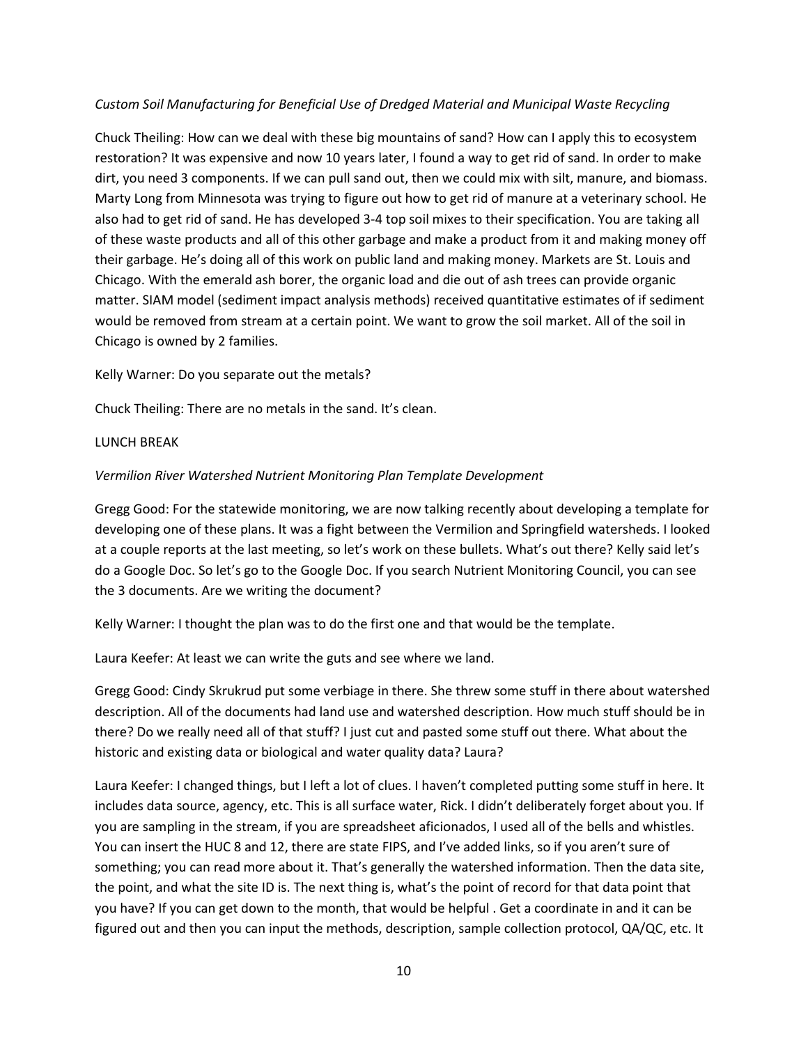*Custom Soil Manufacturing for Beneficial Use of Dredged Material and Municipal Waste Recycling*

Chuck Theiling: How can we deal with these big mountains of sand? How can I apply this to ecosystem restoration? It was expensive and now 10 years later, I found a way to get rid of sand. In order to make dirt, you need 3 components. If we can pull sand out, then we could mix with silt, manure, and biomass. Marty Long from Minnesota was trying to figure out how to get rid of manure at a veterinary school. He also had to get rid of sand. He has developed 3-4 top soil mixes to their specification. You are taking all of these waste products and all of this other garbage and make a product from it and making money off their garbage. He's doing all of this work on public land and making money. Markets are St. Louis and Chicago. With the emerald ash borer, the organic load and die out of ash trees can provide organic matter. SIAM model (sediment impact analysis methods) received quantitative estimates of if sediment would be removed from stream at a certain point. We want to grow the soil market. All of the soil in Chicago is owned by 2 families.

Kelly Warner: Do you separate out the metals?

Chuck Theiling: There are no metals in the sand. It's clean.

LUNCH BREAK

*Vermilion River Watershed Nutrient Monitoring Plan Template Development*

Gregg Good: For the statewide monitoring, we are now talking recently about developing a template for developing one of these plans. It was a fight between the Vermilion and Springfield watersheds. I looked at a couple reports at the last meeting, so let's work on these bullets. What's out there? Kelly said let's do a Google Doc. So let's go to the Google Doc. If you search Nutrient Monitoring Council, you can see the 3 documents. Are we writing the document?

Kelly Warner: I thought the plan was to do the first one and that would be the template.

Laura Keefer: At least we can write the guts and see where we land.

Gregg Good: Cindy Skrukrud put some verbiage in there. She threw some stuff in there about watershed description. All of the documents had land use and watershed description. How much stuff should be in there? Do we really need all of that stuff? I just cut and pasted some stuff out there. What about the historic and existing data or biological and water quality data? Laura?

Laura Keefer: I changed things, but I left a lot of clues. I haven't completed putting some stuff in here. It includes data source, agency, etc. This is all surface water, Rick. I didn't deliberately forget about you. If you are sampling in the stream, if you are spreadsheet aficionados, I used all of the bells and whistles. You can insert the HUC 8 and 12, there are state FIPS, and I've added links, so if you aren't sure of something; you can read more about it. That's generally the watershed information. Then the data site, the point, and what the site ID is. The next thing is, what's the point of record for that data point that you have? If you can get down to the month, that would be helpful . Get a coordinate in and it can be figured out and then you can input the methods, description, sample collection protocol, QA/QC, etc. It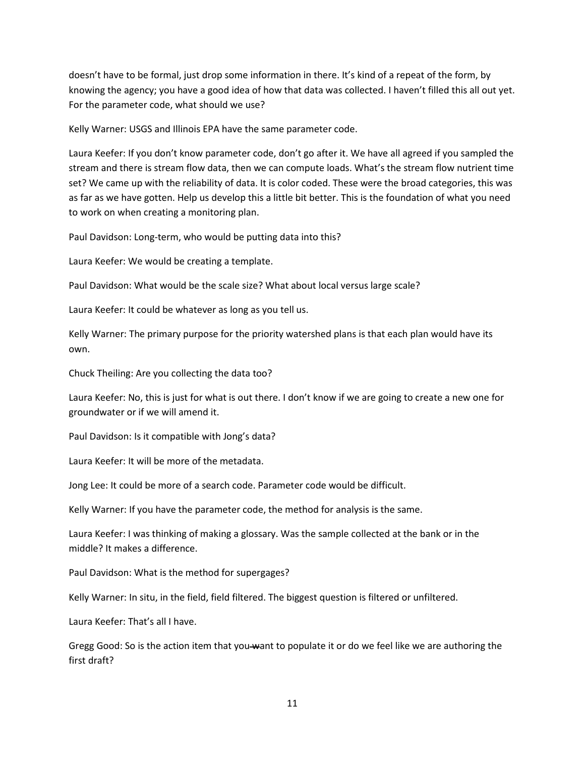doesn't have to be formal, just drop some information in there. It's kind of a repeat of the form, by knowing the agency; you have a good idea of how that data was collected. I haven't filled this all out yet. For the parameter code, what should we use?

Kelly Warner: USGS and Illinois EPA have the same parameter code.

Laura Keefer: If you don't know parameter code, don't go after it. We have all agreed if you sampled the stream and there is stream flow data, then we can compute loads. What's the stream flow nutrient time set? We came up with the reliability of data. It is color coded. These were the broad categories, this was as far as we have gotten. Help us develop this a little bit better. This is the foundation of what you need to work on when creating a monitoring plan.

Paul Davidson: Long-term, who would be putting data into this?

Laura Keefer: We would be creating a template.

Paul Davidson: What would be the scale size? What about local versus large scale?

Laura Keefer: It could be whatever as long as you tell us.

Kelly Warner: The primary purpose for the priority watershed plans is that each plan would have its own.

Chuck Theiling: Are you collecting the data too?

Laura Keefer: No, this is just for what is out there. I don't know if we are going to create a new one for groundwater or if we will amend it.

Paul Davidson: Is it compatible with Jong's data?

Laura Keefer: It will be more of the metadata.

Jong Lee: It could be more of a search code. Parameter code would be difficult.

Kelly Warner: If you have the parameter code, the method for analysis is the same.

Laura Keefer: I was thinking of making a glossary. Was the sample collected at the bank or in the middle? It makes a difference.

Paul Davidson: What is the method for supergages?

Kelly Warner: In situ, in the field, field filtered. The biggest question is filtered or unfiltered.

Laura Keefer: That's all I have.

Gregg Good: So is the action item that you ~~w~~ant to populate it or do we feel like we are authoring the first draft?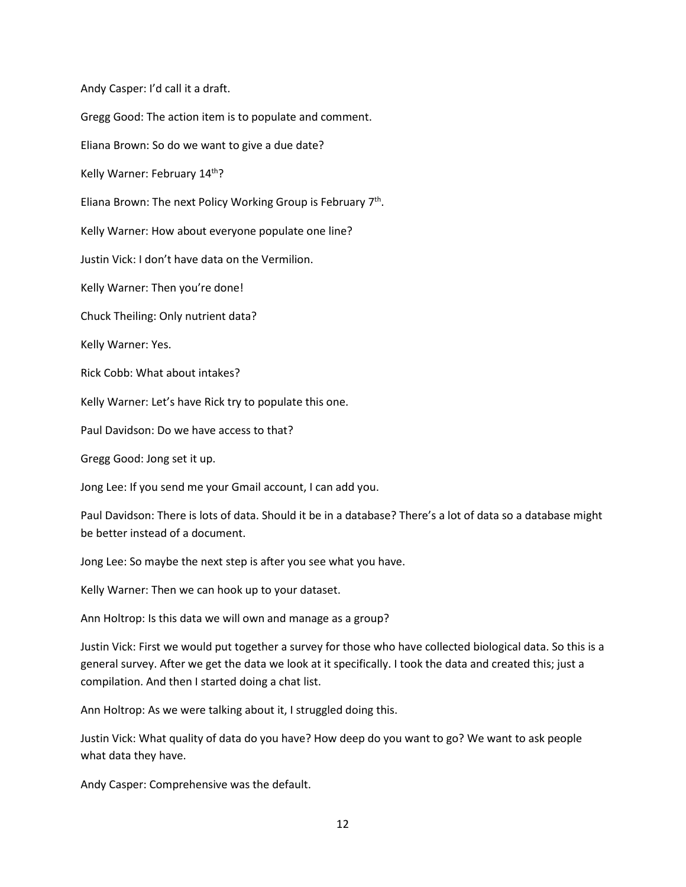Andy Casper: I'd call it a draft.

Gregg Good: The action item is to populate and comment.

Eliana Brown: So do we want to give a due date?

Kelly Warner: February 14th?

Eliana Brown: The next Policy Working Group is February 7th.

Kelly Warner: How about everyone populate one line?

Justin Vick: I don't have data on the Vermilion.

Kelly Warner: Then you're done!

Chuck Theiling: Only nutrient data?

Kelly Warner: Yes.

Rick Cobb: What about intakes?

Kelly Warner: Let's have Rick try to populate this one.

Paul Davidson: Do we have access to that?

Gregg Good: Jong set it up.

Jong Lee: If you send me your Gmail account, I can add you.

Paul Davidson: There is lots of data. Should it be in a database? There's a lot of data so a database might be better instead of a document.

Jong Lee: So maybe the next step is after you see what you have.

Kelly Warner: Then we can hook up to your dataset.

Ann Holtrop: Is this data we will own and manage as a group?

Justin Vick: First we would put together a survey for those who have collected biological data. So this is a general survey. After we get the data we look at it specifically. I took the data and created this; just a compilation. And then I started doing a chat list.

Ann Holtrop: As we were talking about it, I struggled doing this.

Justin Vick: What quality of data do you have? How deep do you want to go? We want to ask people what data they have.

Andy Casper: Comprehensive was the default.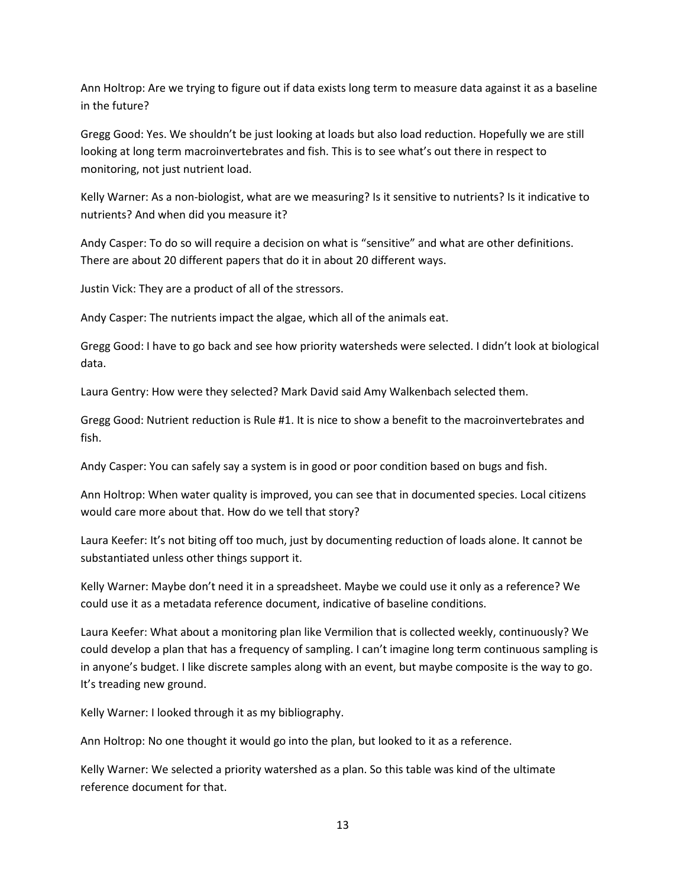Ann Holtrop: Are we trying to figure out if data exists long term to measure data against it as a baseline in the future?

Gregg Good: Yes. We shouldn't be just looking at loads but also load reduction. Hopefully we are still looking at long term macroinvertebrates and fish. This is to see what's out there in respect to monitoring, not just nutrient load.

Kelly Warner: As a non-biologist, what are we measuring? Is it sensitive to nutrients? Is it indicative to nutrients? And when did you measure it?

Andy Casper: To do so will require a decision on what is "sensitive" and what are other definitions. There are about 20 different papers that do it in about 20 different ways.

Justin Vick: They are a product of all of the stressors.

Andy Casper: The nutrients impact the algae, which all of the animals eat.

Gregg Good: I have to go back and see how priority watersheds were selected. I didn't look at biological data.

Laura Gentry: How were they selected? Mark David said Amy Walkenbach selected them.

Gregg Good: Nutrient reduction is Rule #1. It is nice to show a benefit to the macroinvertebrates and fish.

Andy Casper: You can safely say a system is in good or poor condition based on bugs and fish.

Ann Holtrop: When water quality is improved, you can see that in documented species. Local citizens would care more about that. How do we tell that story?

Laura Keefer: It's not biting off too much, just by documenting reduction of loads alone. It cannot be substantiated unless other things support it.

Kelly Warner: Maybe don't need it in a spreadsheet. Maybe we could use it only as a reference? We could use it as a metadata reference document, indicative of baseline conditions.

Laura Keefer: What about a monitoring plan like Vermilion that is collected weekly, continuously? We could develop a plan that has a frequency of sampling. I can't imagine long term continuous sampling is in anyone's budget. I like discrete samples along with an event, but maybe composite is the way to go. It's treading new ground.

Kelly Warner: I looked through it as my bibliography.

Ann Holtrop: No one thought it would go into the plan, but looked to it as a reference.

Kelly Warner: We selected a priority watershed as a plan. So this table was kind of the ultimate reference document for that.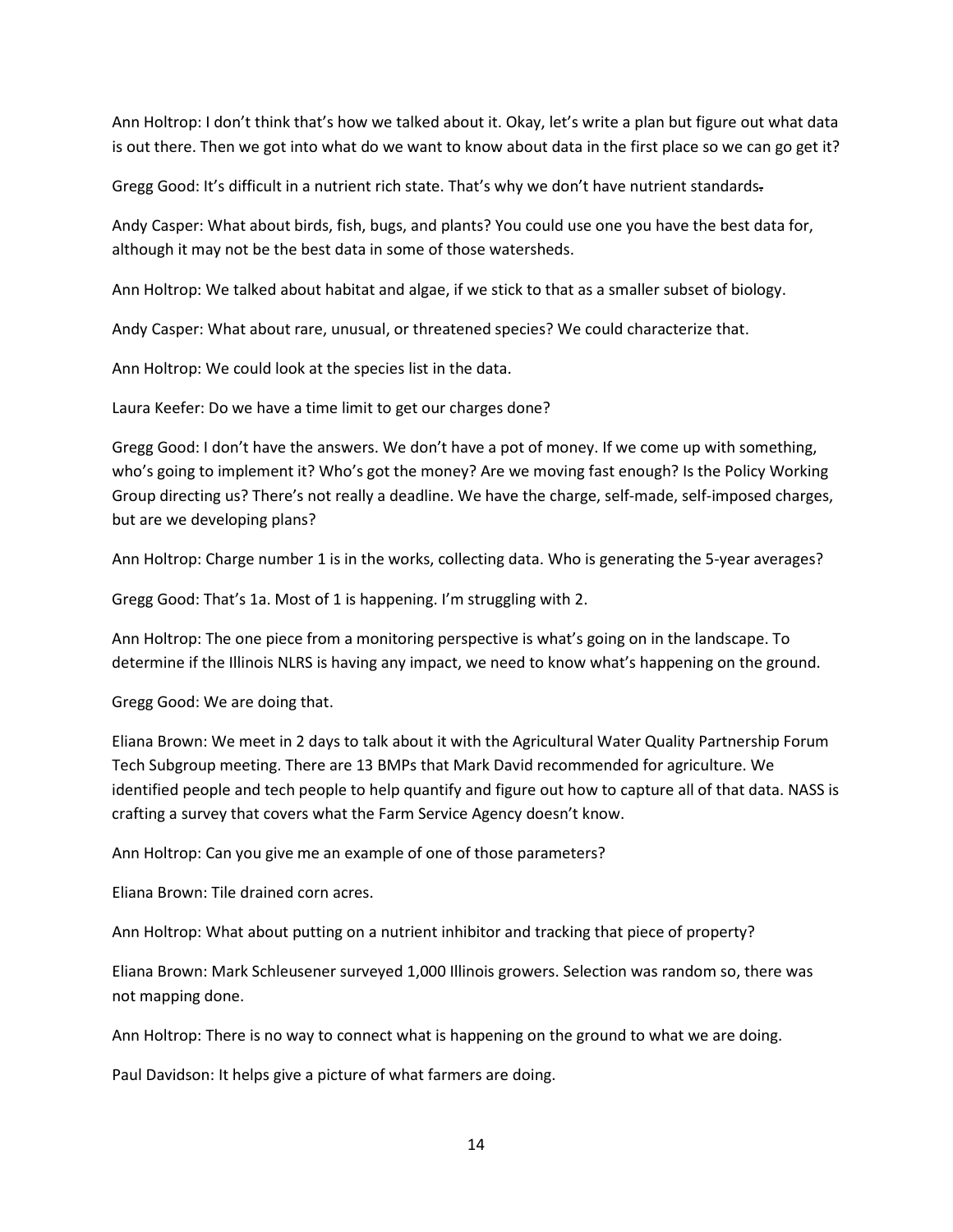Ann Holtrop: I don't think that's how we talked about it. Okay, let's write a plan but figure out what data is out there. Then we got into what do we want to know about data in the first place so we can go get it?

Gregg Good: It's difficult in a nutrient rich state. That's why we don't have nutrient standards.

Andy Casper: What about birds, fish, bugs, and plants? You could use one you have the best data for, although it may not be the best data in some of those watersheds.

Ann Holtrop: We talked about habitat and algae, if we stick to that as a smaller subset of biology.

Andy Casper: What about rare, unusual, or threatened species? We could characterize that.

Ann Holtrop: We could look at the species list in the data.

Laura Keefer: Do we have a time limit to get our charges done?

Gregg Good: I don't have the answers. We don't have a pot of money. If we come up with something, who's going to implement it? Who's got the money? Are we moving fast enough? Is the Policy Working Group directing us? There's not really a deadline. We have the charge, self-made, self-imposed charges, but are we developing plans?

Ann Holtrop: Charge number 1 is in the works, collecting data. Who is generating the 5-year averages?

Gregg Good: That's 1a. Most of 1 is happening. I'm struggling with 2.

Ann Holtrop: The one piece from a monitoring perspective is what's going on in the landscape. To determine if the Illinois NLRS is having any impact, we need to know what's happening on the ground.

Gregg Good: We are doing that.

Eliana Brown: We meet in 2 days to talk about it with the Agricultural Water Quality Partnership Forum Tech Subgroup meeting. There are 13 BMPs that Mark David recommended for agriculture. We identified people and tech people to help quantify and figure out how to capture all of that data. NASS is crafting a survey that covers what the Farm Service Agency doesn't know.

Ann Holtrop: Can you give me an example of one of those parameters?

Eliana Brown: Tile drained corn acres.

Ann Holtrop: What about putting on a nutrient inhibitor and tracking that piece of property?

Eliana Brown: Mark Schleusener surveyed 1,000 Illinois growers. Selection was random so, there was not mapping done.

Ann Holtrop: There is no way to connect what is happening on the ground to what we are doing.

Paul Davidson: It helps give a picture of what farmers are doing.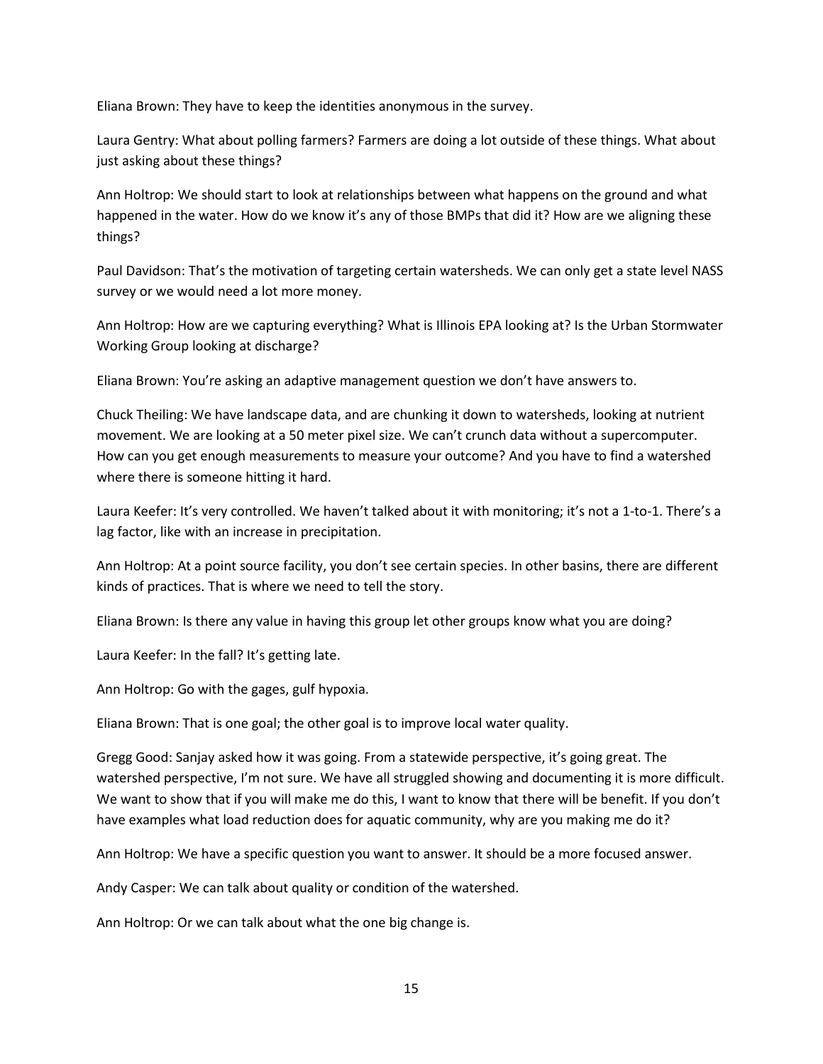Eliana Brown: They have to keep the identities anonymous in the survey.

Laura Gentry: What about polling farmers? Farmers are doing a lot outside of these things. What about just asking about these things?

Ann Holtrop: We should start to look at relationships between what happens on the ground and what happened in the water. How do we know it's any of those BMPs that did it? How are we aligning these things?

Paul Davidson: That's the motivation of targeting certain watersheds. We can only get a state level NASS survey or we would need a lot more money.

Ann Holtrop: How are we capturing everything? What is Illinois EPA looking at? Is the Urban Stormwater Working Group looking at discharge?

Eliana Brown: You're asking an adaptive management question we don't have answers to.

Chuck Theiling: We have landscape data, and are chunking it down to watersheds, looking at nutrient movement. We are looking at a 50 meter pixel size. We can't crunch data without a supercomputer. How can you get enough measurements to measure your outcome? And you have to find a watershed where there is someone hitting it hard.

Laura Keefer: It's very controlled. We haven't talked about it with monitoring; it's not a 1-to-1. There's a lag factor, like with an increase in precipitation.

Ann Holtrop: At a point source facility, you don't see certain species. In other basins, there are different kinds of practices. That is where we need to tell the story.

Eliana Brown: Is there any value in having this group let other groups know what you are doing?

Laura Keefer: In the fall? It's getting late.

Ann Holtrop: Go with the gages, gulf hypoxia.

Eliana Brown: That is one goal; the other goal is to improve local water quality.

Gregg Good: Sanjay asked how it was going. From a statewide perspective, it's going great. The watershed perspective, I'm not sure. We have all struggled showing and documenting it is more difficult. We want to show that if you will make me do this, I want to know that there will be benefit. If you don't have examples what load reduction does for aquatic community, why are you making me do it?

Ann Holtrop: We have a specific question you want to answer. It should be a more focused answer.

Andy Casper: We can talk about quality or condition of the watershed.

Ann Holtrop: Or we can talk about what the one big change is.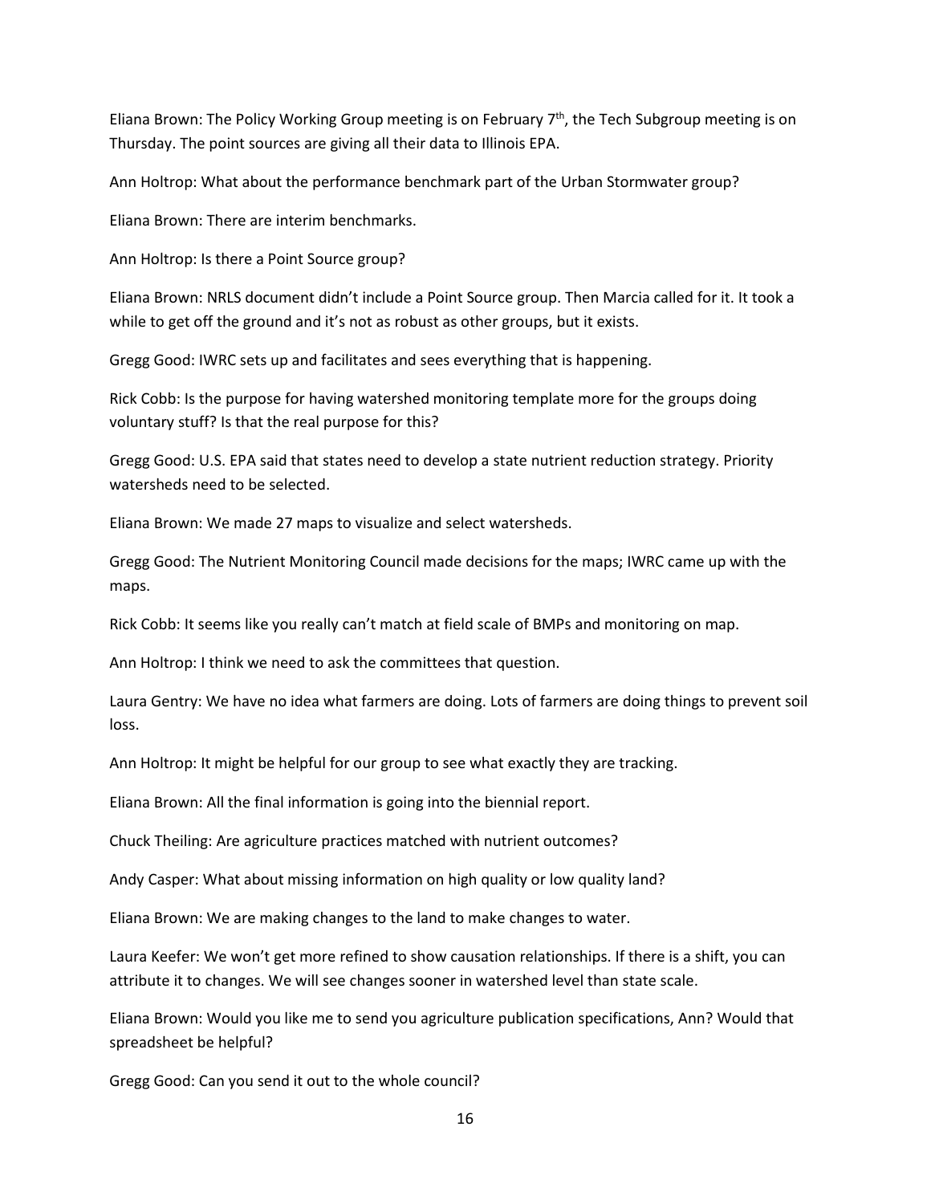Eliana Brown: The Policy Working Group meeting is on February 7th, the Tech Subgroup meeting is on Thursday. The point sources are giving all their data to Illinois EPA.

Ann Holtrop: What about the performance benchmark part of the Urban Stormwater group?

Eliana Brown: There are interim benchmarks.

Ann Holtrop: Is there a Point Source group?

Eliana Brown: NRLS document didn't include a Point Source group. Then Marcia called for it. It took a while to get off the ground and it's not as robust as other groups, but it exists.

Gregg Good: IWRC sets up and facilitates and sees everything that is happening.

Rick Cobb: Is the purpose for having watershed monitoring template more for the groups doing voluntary stuff? Is that the real purpose for this?

Gregg Good: U.S. EPA said that states need to develop a state nutrient reduction strategy. Priority watersheds need to be selected.

Eliana Brown: We made 27 maps to visualize and select watersheds.

Gregg Good: The Nutrient Monitoring Council made decisions for the maps; IWRC came up with the maps.

Rick Cobb: It seems like you really can't match at field scale of BMPs and monitoring on map.

Ann Holtrop: I think we need to ask the committees that question.

Laura Gentry: We have no idea what farmers are doing. Lots of farmers are doing things to prevent soil loss.

Ann Holtrop: It might be helpful for our group to see what exactly they are tracking.

Eliana Brown: All the final information is going into the biennial report.

Chuck Theiling: Are agriculture practices matched with nutrient outcomes?

Andy Casper: What about missing information on high quality or low quality land?

Eliana Brown: We are making changes to the land to make changes to water.

Laura Keefer: We won't get more refined to show causation relationships. If there is a shift, you can attribute it to changes. We will see changes sooner in watershed level than state scale.

Eliana Brown: Would you like me to send you agriculture publication specifications, Ann? Would that spreadsheet be helpful?

Gregg Good: Can you send it out to the whole council?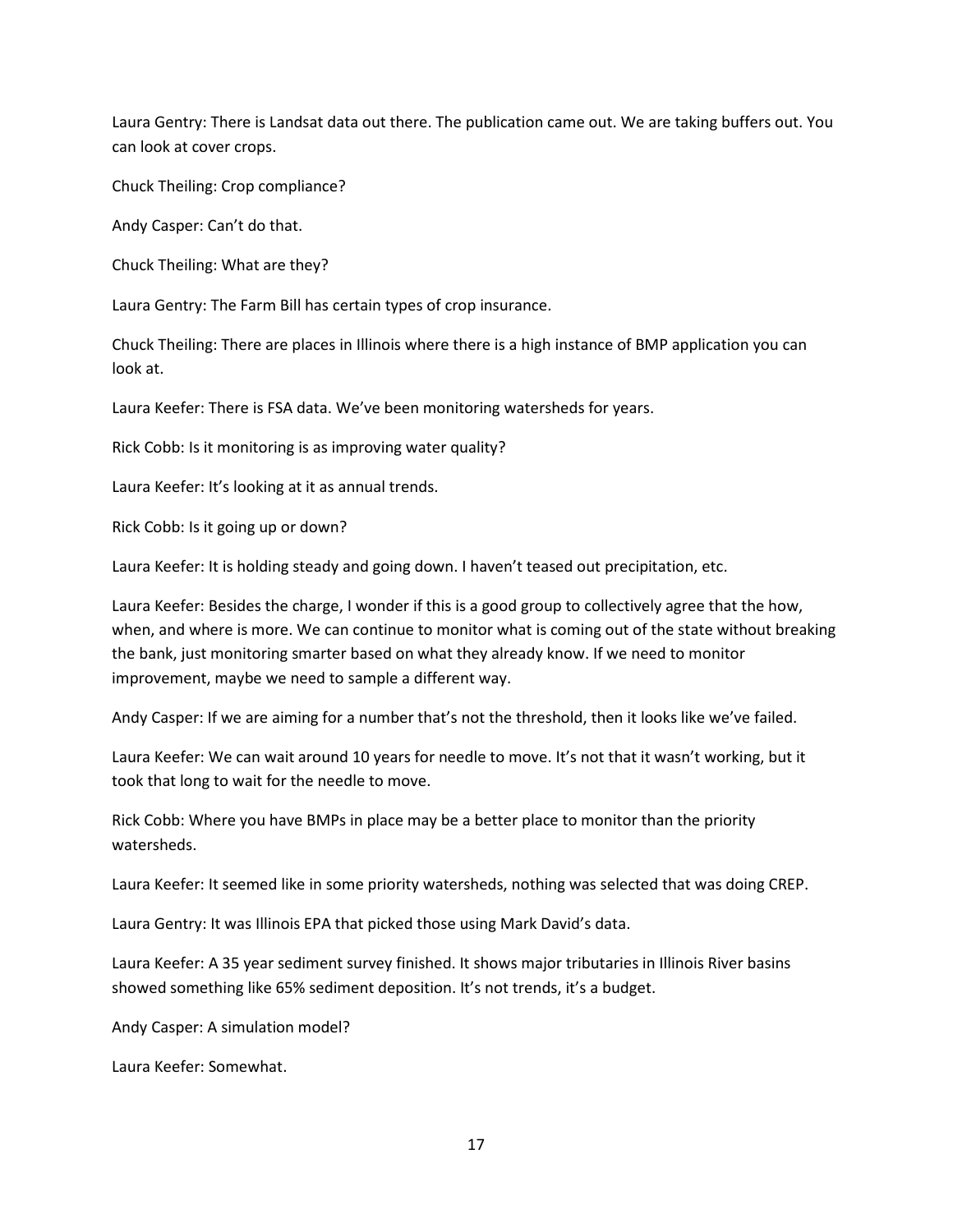Laura Gentry: There is Landsat data out there. The publication came out. We are taking buffers out. You can look at cover crops.

Chuck Theiling: Crop compliance?

Andy Casper: Can't do that.

Chuck Theiling: What are they?

Laura Gentry: The Farm Bill has certain types of crop insurance.

Chuck Theiling: There are places in Illinois where there is a high instance of BMP application you can look at.

Laura Keefer: There is FSA data. We've been monitoring watersheds for years.

Rick Cobb: Is it monitoring is as improving water quality?

Laura Keefer: It's looking at it as annual trends.

Rick Cobb: Is it going up or down?

Laura Keefer: It is holding steady and going down. I haven't teased out precipitation, etc.

Laura Keefer: Besides the charge, I wonder if this is a good group to collectively agree that the how, when, and where is more. We can continue to monitor what is coming out of the state without breaking the bank, just monitoring smarter based on what they already know. If we need to monitor improvement, maybe we need to sample a different way.

Andy Casper: If we are aiming for a number that's not the threshold, then it looks like we've failed.

Laura Keefer: We can wait around 10 years for needle to move. It's not that it wasn't working, but it took that long to wait for the needle to move.

Rick Cobb: Where you have BMPs in place may be a better place to monitor than the priority watersheds.

Laura Keefer: It seemed like in some priority watersheds, nothing was selected that was doing CREP.

Laura Gentry: It was Illinois EPA that picked those using Mark David's data.

Laura Keefer: A 35 year sediment survey finished. It shows major tributaries in Illinois River basins showed something like 65% sediment deposition. It's not trends, it's a budget.

Andy Casper: A simulation model?

Laura Keefer: Somewhat.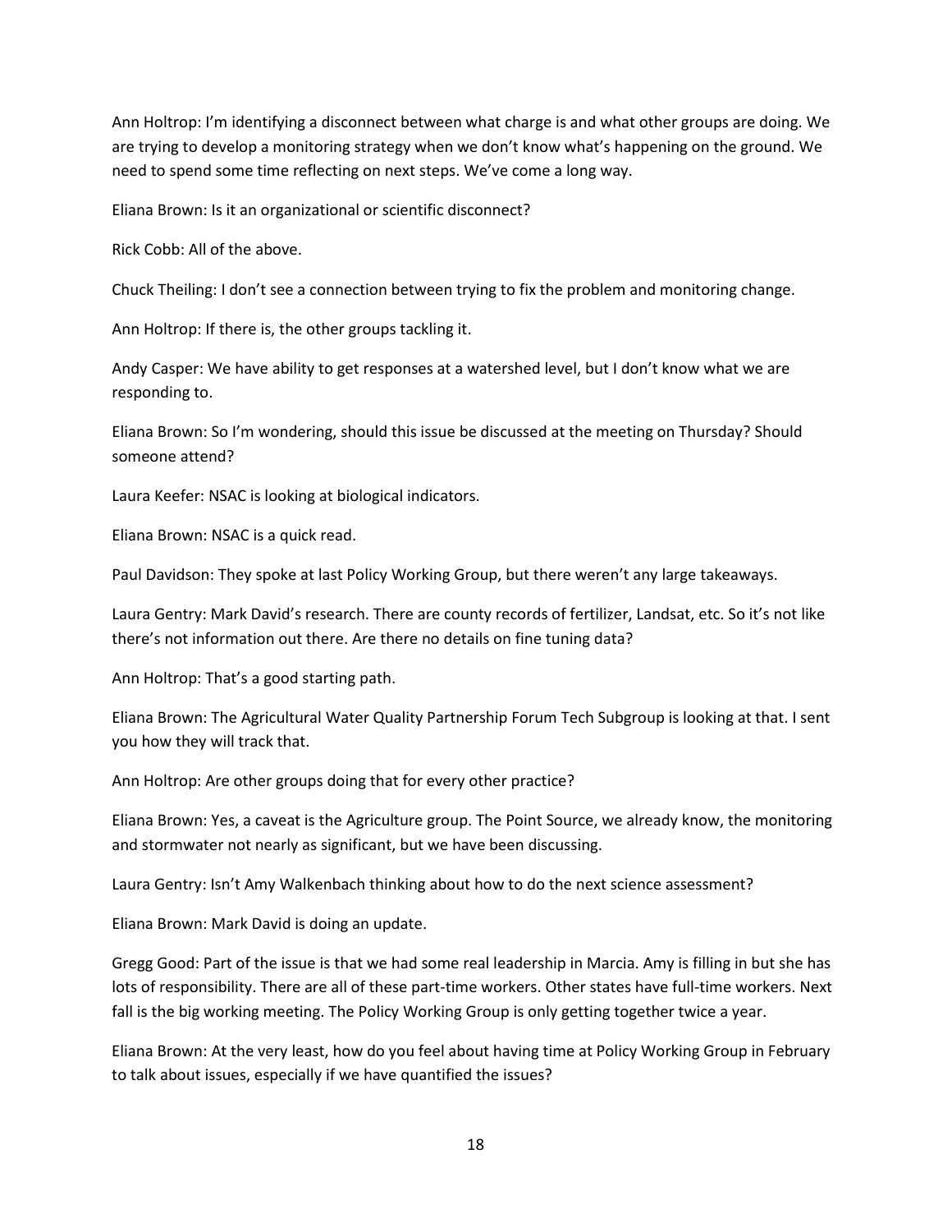Ann Holtrop: I'm identifying a disconnect between what charge is and what other groups are doing. We are trying to develop a monitoring strategy when we don't know what's happening on the ground. We need to spend some time reflecting on next steps. We've come a long way.

Eliana Brown: Is it an organizational or scientific disconnect?

Rick Cobb: All of the above.

Chuck Theiling: I don't see a connection between trying to fix the problem and monitoring change.

Ann Holtrop: If there is, the other groups tackling it.

Andy Casper: We have ability to get responses at a watershed level, but I don't know what we are responding to.

Eliana Brown: So I'm wondering, should this issue be discussed at the meeting on Thursday? Should someone attend?

Laura Keefer: NSAC is looking at biological indicators.

Eliana Brown: NSAC is a quick read.

Paul Davidson: They spoke at last Policy Working Group, but there weren't any large takeaways.

Laura Gentry: Mark David's research. There are county records of fertilizer, Landsat, etc. So it's not like there's not information out there. Are there no details on fine tuning data?

Ann Holtrop: That's a good starting path.

Eliana Brown: The Agricultural Water Quality Partnership Forum Tech Subgroup is looking at that. I sent you how they will track that.

Ann Holtrop: Are other groups doing that for every other practice?

Eliana Brown: Yes, a caveat is the Agriculture group. The Point Source, we already know, the monitoring and stormwater not nearly as significant, but we have been discussing.

Laura Gentry: Isn't Amy Walkenbach thinking about how to do the next science assessment?

Eliana Brown: Mark David is doing an update.

Gregg Good: Part of the issue is that we had some real leadership in Marcia. Amy is filling in but she has lots of responsibility. There are all of these part-time workers. Other states have full-time workers. Next fall is the big working meeting. The Policy Working Group is only getting together twice a year.

Eliana Brown: At the very least, how do you feel about having time at Policy Working Group in February to talk about issues, especially if we have quantified the issues?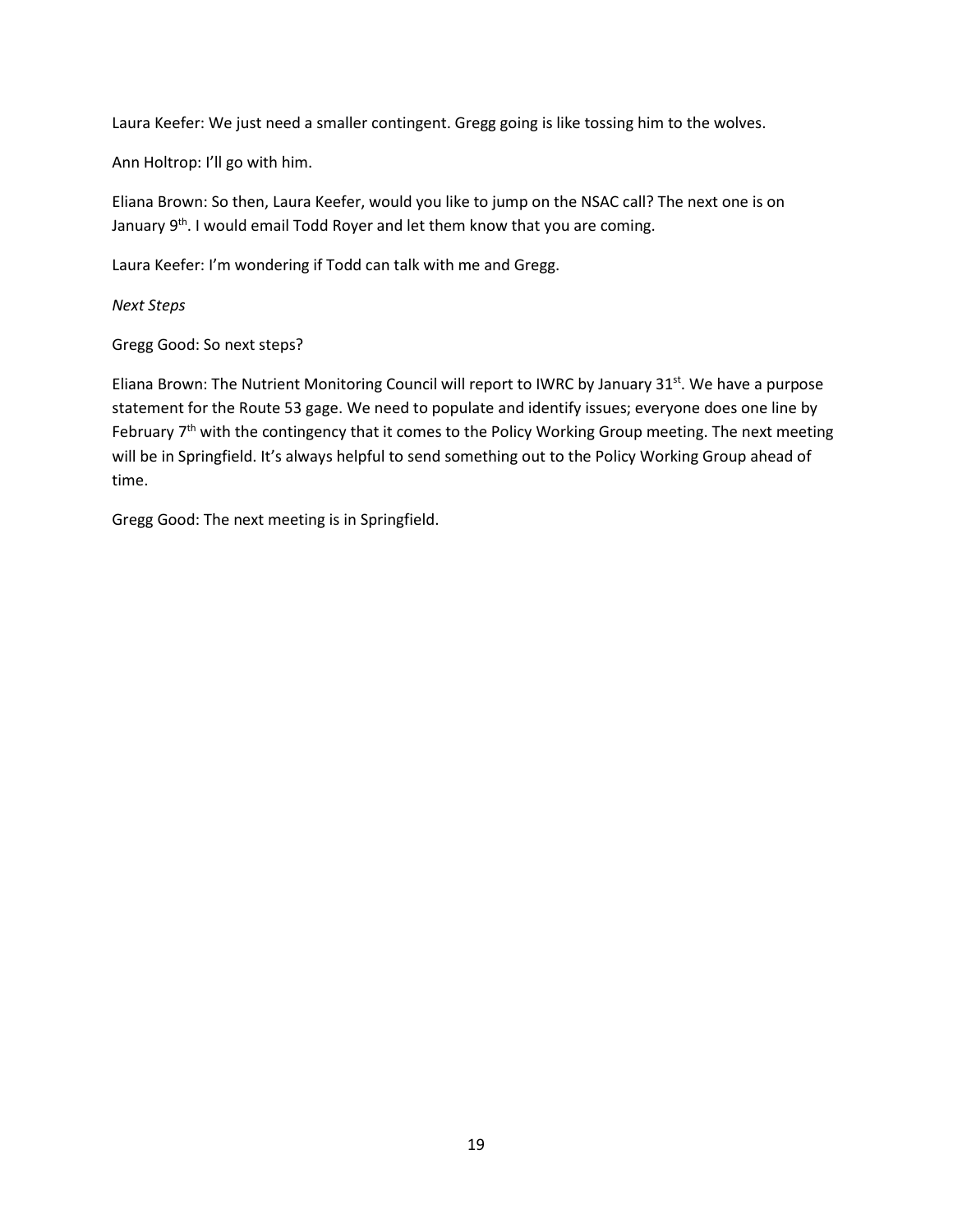Laura Keefer: We just need a smaller contingent. Gregg going is like tossing him to the wolves.

Ann Holtrop: I'll go with him.

Eliana Brown: So then, Laura Keefer, would you like to jump on the NSAC call? The next one is on January 9th. I would email Todd Royer and let them know that you are coming.

Laura Keefer: I'm wondering if Todd can talk with me and Gregg.

*Next Steps*

Gregg Good: So next steps?

Eliana Brown: The Nutrient Monitoring Council will report to IWRC by January 31st. We have a purpose statement for the Route 53 gage. We need to populate and identify issues; everyone does one line by February 7th with the contingency that it comes to the Policy Working Group meeting. The next meeting will be in Springfield. It's always helpful to send something out to the Policy Working Group ahead of time.

Gregg Good: The next meeting is in Springfield.